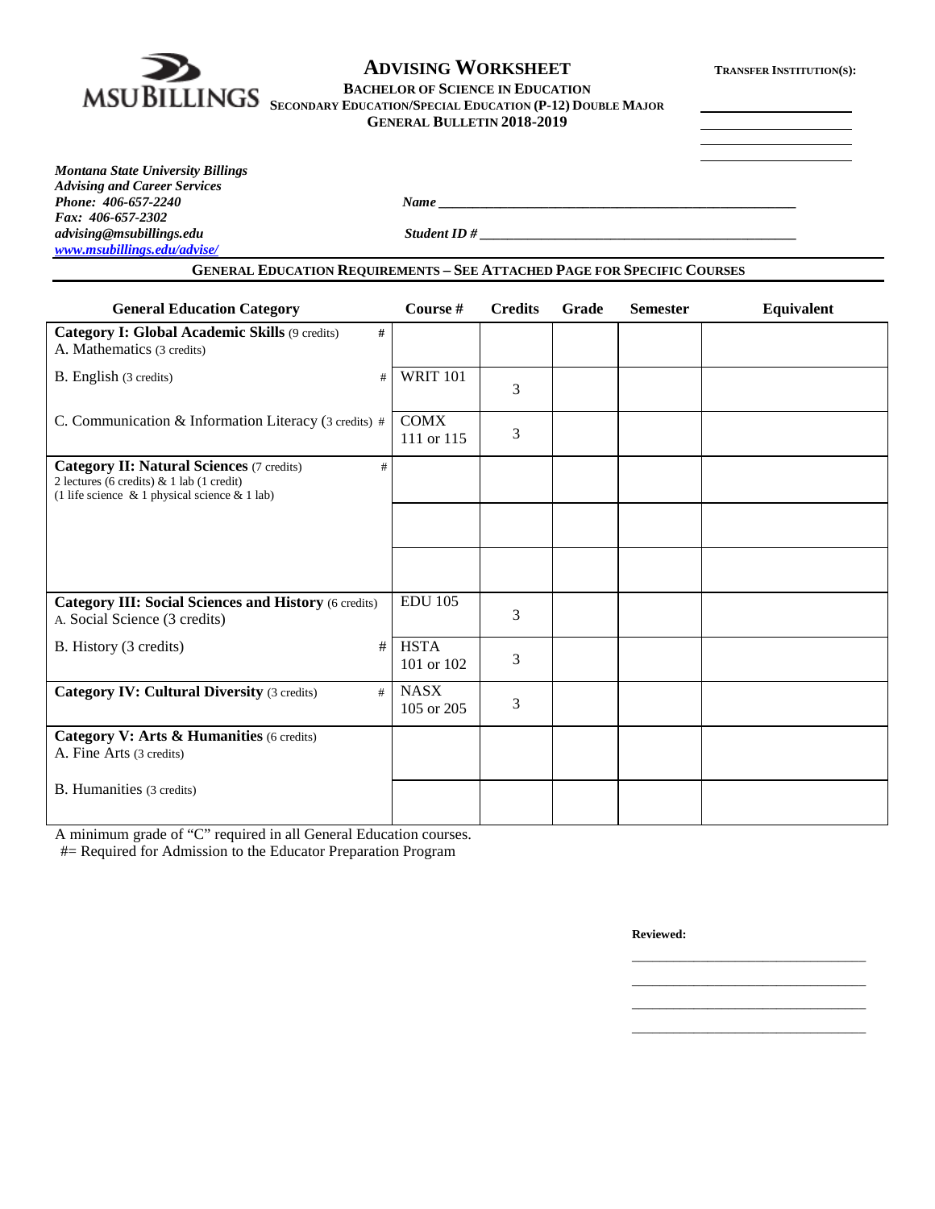MSU BILLINGS

# ADVISING WORKSHEET

**BACHELOR OF SCIENCE IN EDUCATION**
**SECONDARY EDUCATION/SPECIAL EDUCATION (P-12) DOUBLE MAJOR**
**GENERAL BULLETIN 2018-2019**

**TRANSFER INSTITUTION(S):**

______________________
______________________
______________________
______________________

***Montana State University Billings***
***Advising and Career Services***
***Phone: 406-657-2240***
***Fax: 406-657-2302***
***advising@msubillings.edu***
***www.msubillings.edu/advise/***

***Name*** ____________________________________________

***Student ID #*** ____________________________________________

## GENERAL EDUCATION REQUIREMENTS – SEE ATTACHED PAGE FOR SPECIFIC COURSES

| General Education Category | Course # | Credits | Grade | Semester | Equivalent |
|---|---|---|---|---|---|
| **Category I: Global Academic Skills** (9 credits) # <br> A. Mathematics (3 credits) | | | | | |
| B. English (3 credits) # | WRIT 101 | 3 | | | |
| C. Communication & Information Literacy (3 credits) # | COMX 111 or 115 | 3 | | | |
| **Category II: Natural Sciences** (7 credits) # <br> 2 lectures (6 credits) & 1 lab (1 credit) <br> (1 life science & 1 physical science & 1 lab) | | | | | |
| | | | | | |
| | | | | | |
| **Category III: Social Sciences and History** (6 credits) <br> A. Social Science (3 credits) | EDU 105 | 3 | | | |
| B. History (3 credits) # | HSTA 101 or 102 | 3 | | | |
| **Category IV: Cultural Diversity** (3 credits) # | NASX 105 or 205 | 3 | | | |
| **Category V: Arts & Humanities** (6 credits) <br> A. Fine Arts (3 credits) | | | | | |
| B. Humanities (3 credits) | | | | | |

A minimum grade of "C" required in all General Education courses.
#= Required for Admission to the Educator Preparation Program

**Reviewed:**

______________________________
______________________________
______________________________
______________________________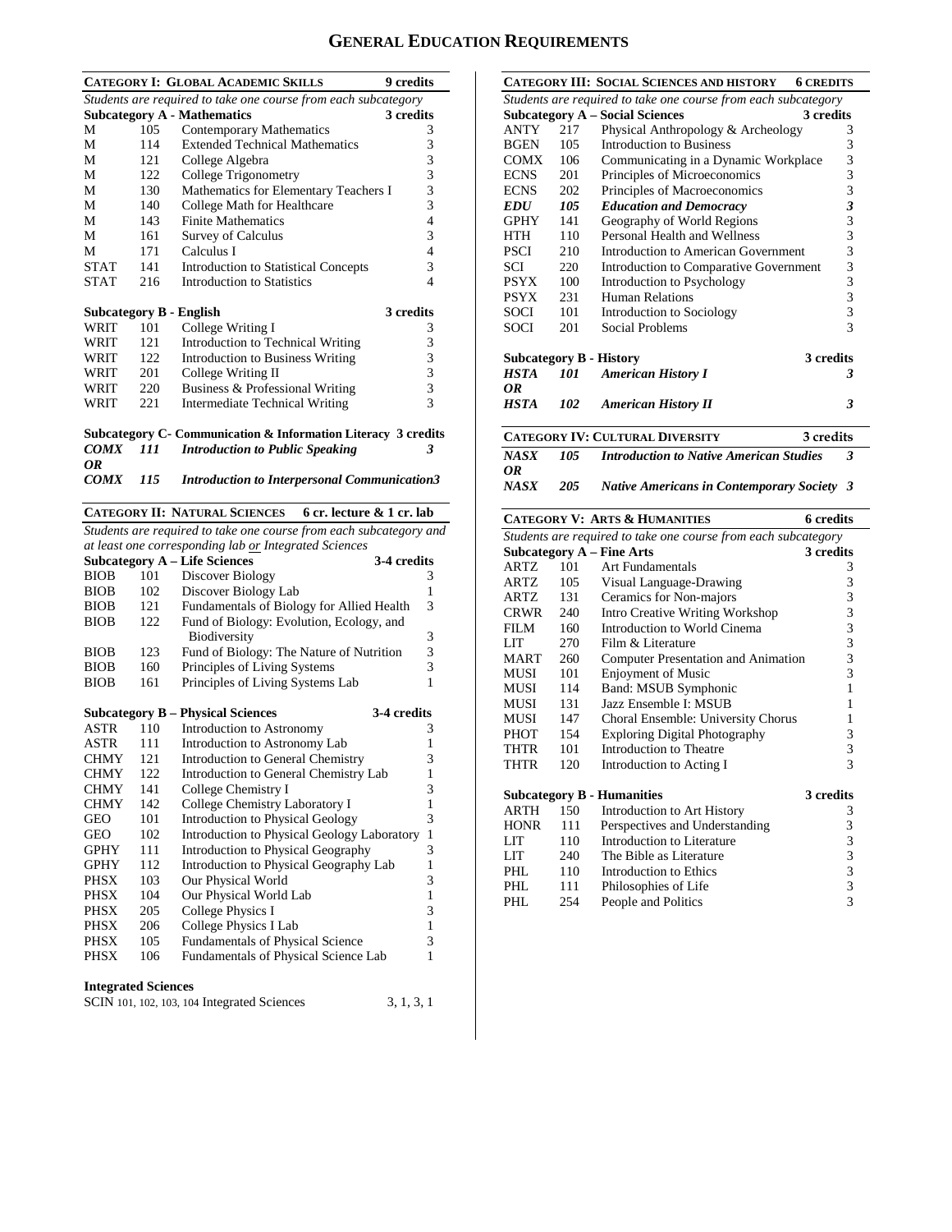# GENERAL EDUCATION REQUIREMENTS

## CATEGORY I: GLOBAL ACADEMIC SKILLS — 9 credits

*Students are required to take one course from each subcategory*

**Subcategory A - Mathematics — 3 credits**

| | | | |
|---|---|---|---|
| M | 105 | Contemporary Mathematics | 3 |
| M | 114 | Extended Technical Mathematics | 3 |
| M | 121 | College Algebra | 3 |
| M | 122 | College Trigonometry | 3 |
| M | 130 | Mathematics for Elementary Teachers I | 3 |
| M | 140 | College Math for Healthcare | 3 |
| M | 143 | Finite Mathematics | 4 |
| M | 161 | Survey of Calculus | 3 |
| M | 171 | Calculus I | 4 |
| STAT | 141 | Introduction to Statistical Concepts | 3 |
| STAT | 216 | Introduction to Statistics | 4 |

**Subcategory B - English — 3 credits**

| | | | |
|---|---|---|---|
| WRIT | 101 | College Writing I | 3 |
| WRIT | 121 | Introduction to Technical Writing | 3 |
| WRIT | 122 | Introduction to Business Writing | 3 |
| WRIT | 201 | College Writing II | 3 |
| WRIT | 220 | Business & Professional Writing | 3 |
| WRIT | 221 | Intermediate Technical Writing | 3 |

**Subcategory C- Communication & Information Literacy — 3 credits**

| | | | |
|---|---|---|---|
| ***COMX*** | ***111*** | ***Introduction to Public Speaking*** | ***3*** |
| ***OR*** | | | |
| ***COMX*** | ***115*** | ***Introduction to Interpersonal Communication*** | ***3*** |

## CATEGORY II: NATURAL SCIENCES — 6 cr. lecture & 1 cr. lab

*Students are required to take one course from each subcategory and at least one corresponding lab or Integrated Sciences*

**Subcategory A – Life Sciences — 3-4 credits**

| | | | |
|---|---|---|---|
| BIOB | 101 | Discover Biology | 3 |
| BIOB | 102 | Discover Biology Lab | 1 |
| BIOB | 121 | Fundamentals of Biology for Allied Health | 3 |
| BIOB | 122 | Fund of Biology: Evolution, Ecology, and Biodiversity | 3 |
| BIOB | 123 | Fund of Biology: The Nature of Nutrition | 3 |
| BIOB | 160 | Principles of Living Systems | 3 |
| BIOB | 161 | Principles of Living Systems Lab | 1 |

**Subcategory B – Physical Sciences — 3-4 credits**

| | | | |
|---|---|---|---|
| ASTR | 110 | Introduction to Astronomy | 3 |
| ASTR | 111 | Introduction to Astronomy Lab | 1 |
| CHMY | 121 | Introduction to General Chemistry | 3 |
| CHMY | 122 | Introduction to General Chemistry Lab | 1 |
| CHMY | 141 | College Chemistry I | 3 |
| CHMY | 142 | College Chemistry Laboratory I | 1 |
| GEO | 101 | Introduction to Physical Geology | 3 |
| GEO | 102 | Introduction to Physical Geology Laboratory | 1 |
| GPHY | 111 | Introduction to Physical Geography | 3 |
| GPHY | 112 | Introduction to Physical Geography Lab | 1 |
| PHSX | 103 | Our Physical World | 3 |
| PHSX | 104 | Our Physical World Lab | 1 |
| PHSX | 205 | College Physics I | 3 |
| PHSX | 206 | College Physics I Lab | 1 |
| PHSX | 105 | Fundamentals of Physical Science | 3 |
| PHSX | 106 | Fundamentals of Physical Science Lab | 1 |

**Integrated Sciences**

SCIN 101, 102, 103, 104 Integrated Sciences — 3, 1, 3, 1

## CATEGORY III: SOCIAL SCIENCES AND HISTORY — 6 CREDITS

*Students are required to take one course from each subcategory*

**Subcategory A – Social Sciences — 3 credits**

| | | | |
|---|---|---|---|
| ANTY | 217 | Physical Anthropology & Archeology | 3 |
| BGEN | 105 | Introduction to Business | 3 |
| COMX | 106 | Communicating in a Dynamic Workplace | 3 |
| ECNS | 201 | Principles of Microeconomics | 3 |
| ECNS | 202 | Principles of Macroeconomics | 3 |
| ***EDU*** | ***105*** | ***Education and Democracy*** | ***3*** |
| GPHY | 141 | Geography of World Regions | 3 |
| HTH | 110 | Personal Health and Wellness | 3 |
| PSCI | 210 | Introduction to American Government | 3 |
| SCI | 220 | Introduction to Comparative Government | 3 |
| PSYX | 100 | Introduction to Psychology | 3 |
| PSYX | 231 | Human Relations | 3 |
| SOCI | 101 | Introduction to Sociology | 3 |
| SOCI | 201 | Social Problems | 3 |

**Subcategory B - History — 3 credits**

| | | | |
|---|---|---|---|
| ***HSTA*** | ***101*** | ***American History I*** | ***3*** |
| ***OR*** | | | |
| ***HSTA*** | ***102*** | ***American History II*** | ***3*** |

## CATEGORY IV: CULTURAL DIVERSITY — 3 credits

| | | | |
|---|---|---|---|
| ***NASX*** | ***105*** | ***Introduction to Native American Studies*** | ***3*** |
| ***OR*** | | | |
| ***NASX*** | ***205*** | ***Native Americans in Contemporary Society*** | ***3*** |

## CATEGORY V: ARTS & HUMANITIES — 6 credits

*Students are required to take one course from each subcategory*

**Subcategory A – Fine Arts — 3 credits**

| | | | |
|---|---|---|---|
| ARTZ | 101 | Art Fundamentals | 3 |
| ARTZ | 105 | Visual Language-Drawing | 3 |
| ARTZ | 131 | Ceramics for Non-majors | 3 |
| CRWR | 240 | Intro Creative Writing Workshop | 3 |
| FILM | 160 | Introduction to World Cinema | 3 |
| LIT | 270 | Film & Literature | 3 |
| MART | 260 | Computer Presentation and Animation | 3 |
| MUSI | 101 | Enjoyment of Music | 3 |
| MUSI | 114 | Band: MSUB Symphonic | 1 |
| MUSI | 131 | Jazz Ensemble I: MSUB | 1 |
| MUSI | 147 | Choral Ensemble: University Chorus | 1 |
| PHOT | 154 | Exploring Digital Photography | 3 |
| THTR | 101 | Introduction to Theatre | 3 |
| THTR | 120 | Introduction to Acting I | 3 |

**Subcategory B - Humanities — 3 credits**

| | | | |
|---|---|---|---|
| ARTH | 150 | Introduction to Art History | 3 |
| HONR | 111 | Perspectives and Understanding | 3 |
| LIT | 110 | Introduction to Literature | 3 |
| LIT | 240 | The Bible as Literature | 3 |
| PHL | 110 | Introduction to Ethics | 3 |
| PHL | 111 | Philosophies of Life | 3 |
| PHL | 254 | People and Politics | 3 |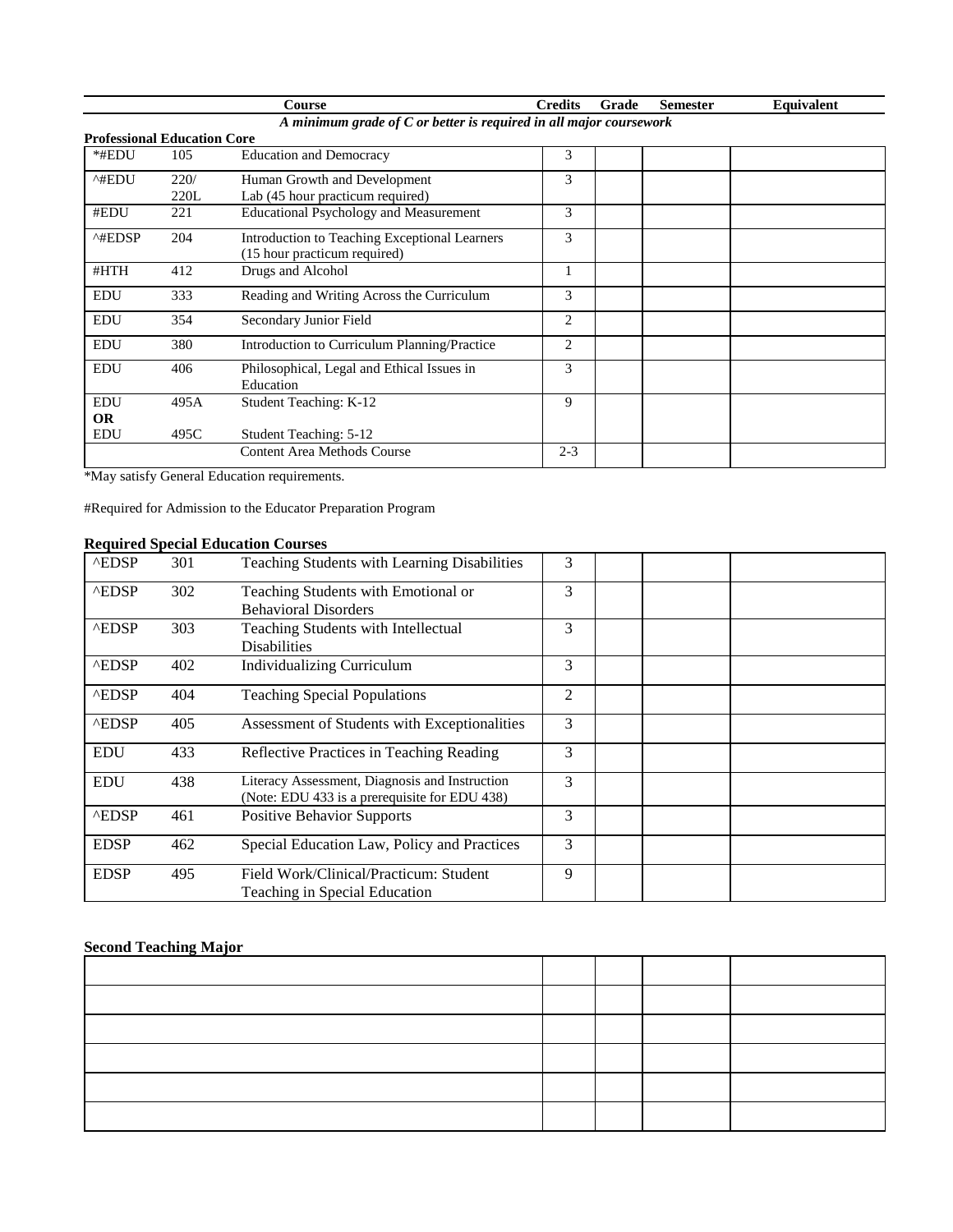| Course | | | Credits | Grade | Semester | Equivalent |
|---|---|---|---|---|---|---|
| *A minimum grade of C or better is required in all major coursework* | | | | | | |

**Professional Education Core**

| | | | | | | |
|---|---|---|---|---|---|---|
| *#EDU | 105 | Education and Democracy | 3 | | | |
| ^#EDU | 220/ 220L | Human Growth and Development Lab (45 hour practicum required) | 3 | | | |
| #EDU | 221 | Educational Psychology and Measurement | 3 | | | |
| ^#EDSP | 204 | Introduction to Teaching Exceptional Learners (15 hour practicum required) | 3 | | | |
| #HTH | 412 | Drugs and Alcohol | 1 | | | |
| EDU | 333 | Reading and Writing Across the Curriculum | 3 | | | |
| EDU | 354 | Secondary Junior Field | 2 | | | |
| EDU | 380 | Introduction to Curriculum Planning/Practice | 2 | | | |
| EDU | 406 | Philosophical, Legal and Ethical Issues in Education | 3 | | | |
| EDU **OR** EDU | 495A 495C | Student Teaching: K-12 Student Teaching: 5-12 | 9 | | | |
| | | Content Area Methods Course | 2-3 | | | |

*May satisfy General Education requirements.

#Required for Admission to the Educator Preparation Program

**Required Special Education Courses**

| | | | | | | |
|---|---|---|---|---|---|---|
| ^EDSP | 301 | Teaching Students with Learning Disabilities | 3 | | | |
| ^EDSP | 302 | Teaching Students with Emotional or Behavioral Disorders | 3 | | | |
| ^EDSP | 303 | Teaching Students with Intellectual Disabilities | 3 | | | |
| ^EDSP | 402 | Individualizing Curriculum | 3 | | | |
| ^EDSP | 404 | Teaching Special Populations | 2 | | | |
| ^EDSP | 405 | Assessment of Students with Exceptionalities | 3 | | | |
| EDU | 433 | Reflective Practices in Teaching Reading | 3 | | | |
| EDU | 438 | Literacy Assessment, Diagnosis and Instruction (Note: EDU 433 is a prerequisite for EDU 438) | 3 | | | |
| ^EDSP | 461 | Positive Behavior Supports | 3 | | | |
| EDSP | 462 | Special Education Law, Policy and Practices | 3 | | | |
| EDSP | 495 | Field Work/Clinical/Practicum: Student Teaching in Special Education | 9 | | | |

**Second Teaching Major**

| | | | | |
|---|---|---|---|---|
| | | | | |
| | | | | |
| | | | | |
| | | | | |
| | | | | |
| | | | | |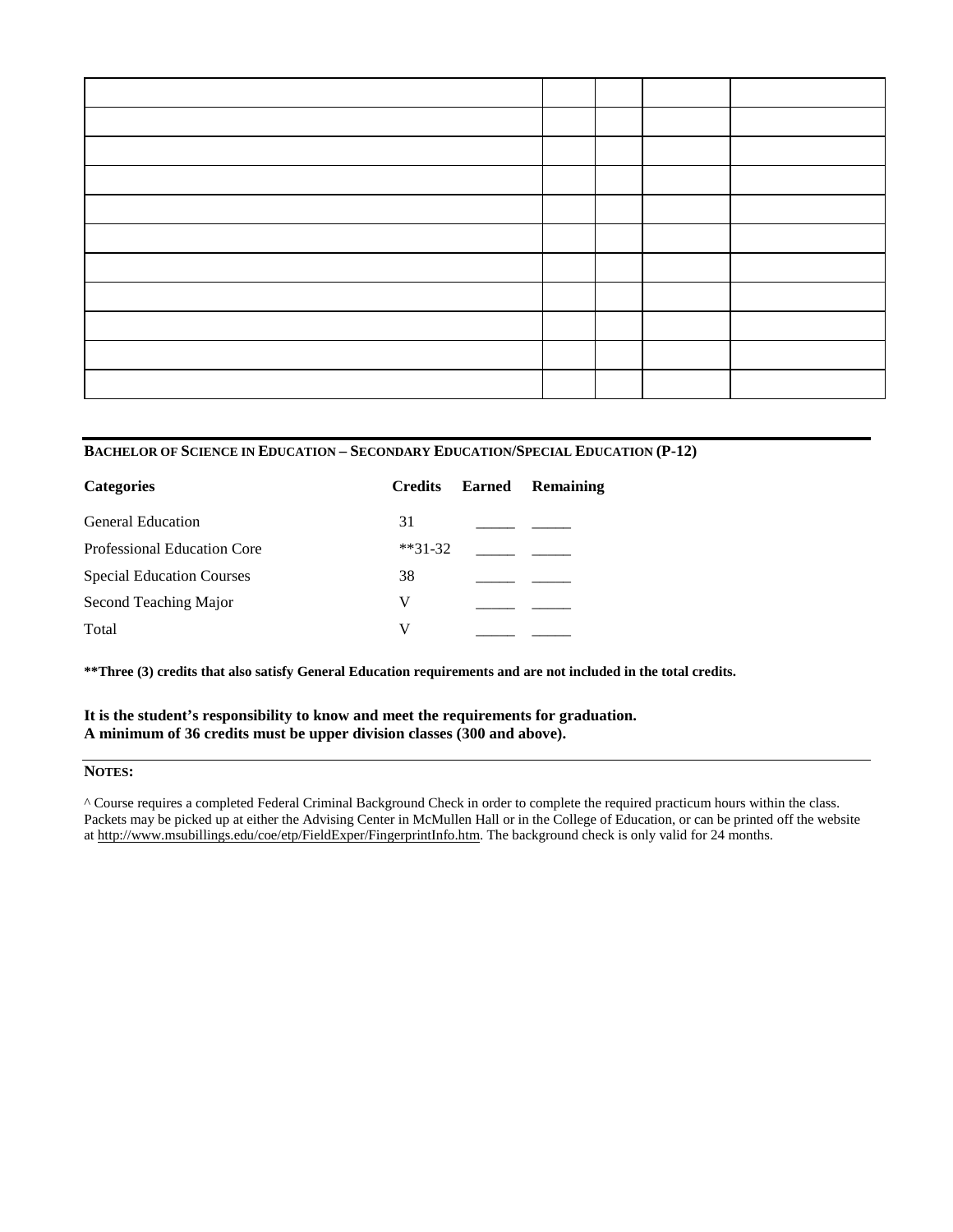| | | | | |
|---|---|---|---|---|
| | | | | |
| | | | | |
| | | | | |
| | | | | |
| | | | | |
| | | | | |
| | | | | |
| | | | | |
| | | | | |
| | | | | |

**BACHELOR OF SCIENCE IN EDUCATION – SECONDARY EDUCATION/SPECIAL EDUCATION (P-12)**

| Categories | Credits | Earned | Remaining |
|---|---|---|---|
| General Education | 31 | _____ | _____ |
| Professional Education Core | **31-32 | _____ | _____ |
| Special Education Courses | 38 | _____ | _____ |
| Second Teaching Major | V | _____ | _____ |
| Total | V | _____ | _____ |

****Three (3) credits that also satisfy General Education requirements and are not included in the total credits.**

**It is the student's responsibility to know and meet the requirements for graduation.**
**A minimum of 36 credits must be upper division classes (300 and above).**

**NOTES:**

^ Course requires a completed Federal Criminal Background Check in order to complete the required practicum hours within the class. Packets may be picked up at either the Advising Center in McMullen Hall or in the College of Education, or can be printed off the website at http://www.msubillings.edu/coe/etp/FieldExper/FingerprintInfo.htm. The background check is only valid for 24 months.